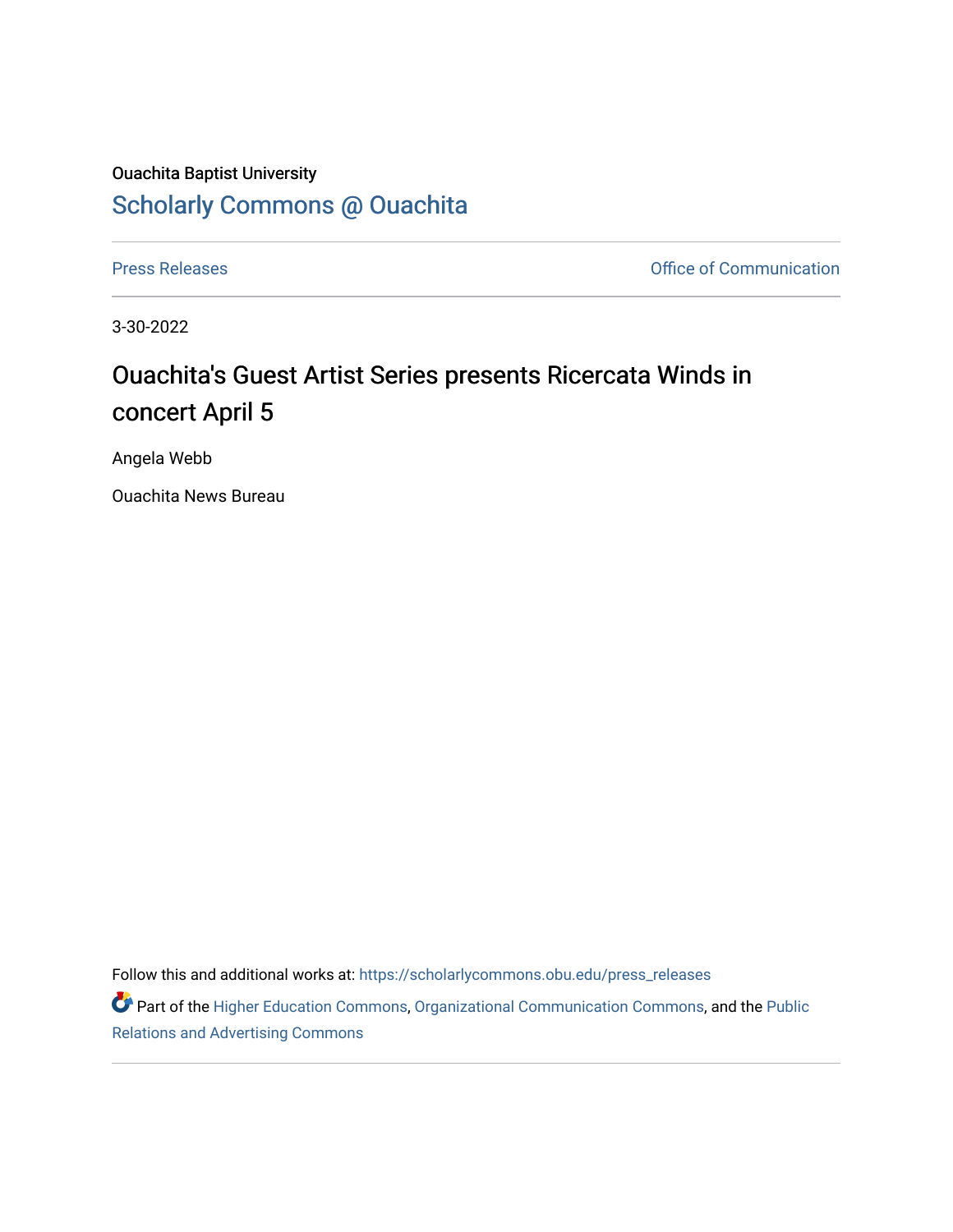Ouachita Baptist University

## Scholarly Commons @ Ouachita

Press Releases | Office of Communication

3-30-2022

# Ouachita's Guest Artist Series presents Ricercata Winds in concert April 5

Angela Webb

Ouachita News Bureau

Follow this and additional works at: https://scholarlycommons.obu.edu/press_releases

Part of the Higher Education Commons, Organizational Communication Commons, and the Public Relations and Advertising Commons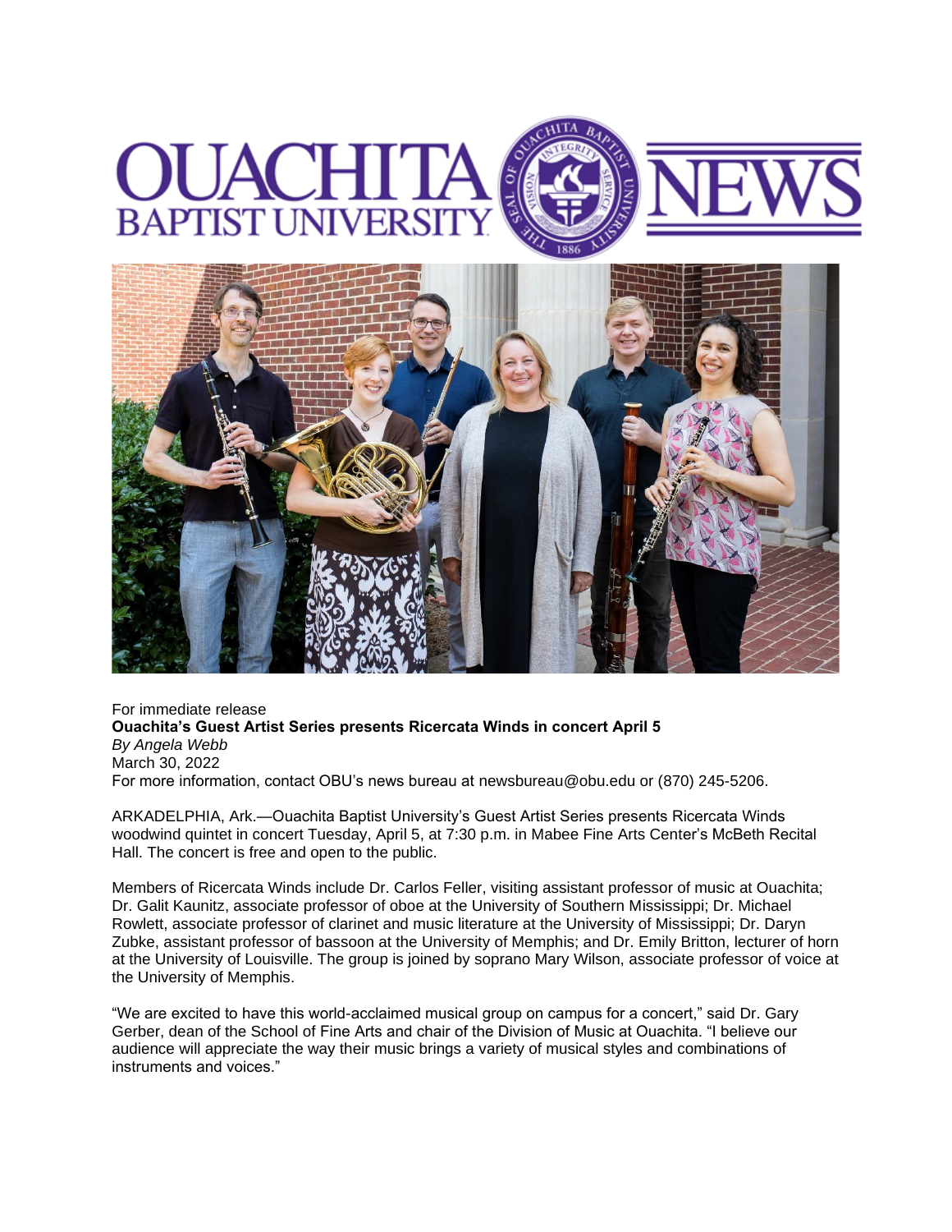For immediate release

**Ouachita's Guest Artist Series presents Ricercata Winds in concert April 5**

*By Angela Webb*

March 30, 2022

For more information, contact OBU's news bureau at newsbureau@obu.edu or (870) 245-5206.

ARKADELPHIA, Ark.—Ouachita Baptist University's Guest Artist Series presents Ricercata Winds woodwind quintet in concert Tuesday, April 5, at 7:30 p.m. in Mabee Fine Arts Center's McBeth Recital Hall. The concert is free and open to the public.

Members of Ricercata Winds include Dr. Carlos Feller, visiting assistant professor of music at Ouachita; Dr. Galit Kaunitz, associate professor of oboe at the University of Southern Mississippi; Dr. Michael Rowlett, associate professor of clarinet and music literature at the University of Mississippi; Dr. Daryn Zubke, assistant professor of bassoon at the University of Memphis; and Dr. Emily Britton, lecturer of horn at the University of Louisville. The group is joined by soprano Mary Wilson, associate professor of voice at the University of Memphis.

"We are excited to have this world-acclaimed musical group on campus for a concert," said Dr. Gary Gerber, dean of the School of Fine Arts and chair of the Division of Music at Ouachita. "I believe our audience will appreciate the way their music brings a variety of musical styles and combinations of instruments and voices."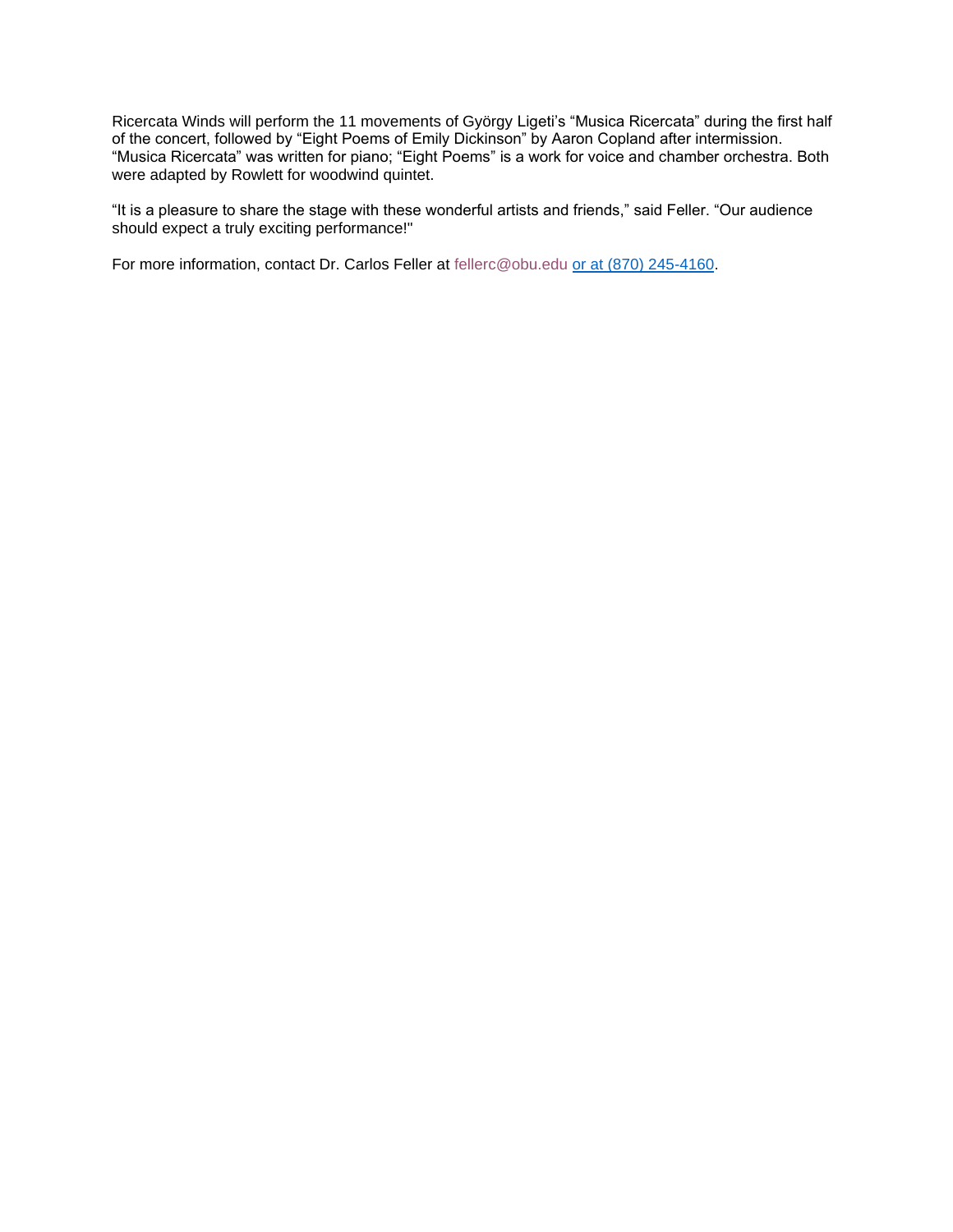Ricercata Winds will perform the 11 movements of György Ligeti's "Musica Ricercata" during the first half of the concert, followed by "Eight Poems of Emily Dickinson" by Aaron Copland after intermission. "Musica Ricercata" was written for piano; "Eight Poems" is a work for voice and chamber orchestra. Both were adapted by Rowlett for woodwind quintet.

"It is a pleasure to share the stage with these wonderful artists and friends," said Feller. "Our audience should expect a truly exciting performance!"

For more information, contact Dr. Carlos Feller at fellerc@obu.edu or at (870) 245-4160.